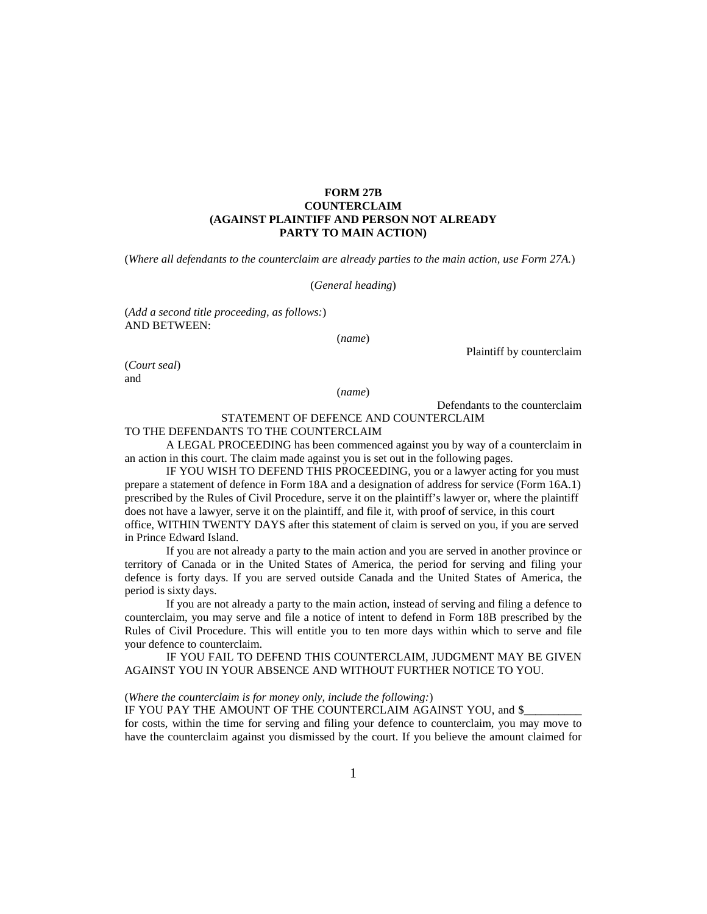**FORM 27B**
**COUNTERCLAIM**
**(AGAINST PLAINTIFF AND PERSON NOT ALREADY PARTY TO MAIN ACTION)**

(*Where all defendants to the counterclaim are already parties to the main action, use Form 27A.*)

(*General heading*)

(*Add a second title proceeding, as follows:*)
AND BETWEEN:

(*name*)

Plaintiff by counterclaim

(*Court seal*)
and

(*name*)

Defendants to the counterclaim

STATEMENT OF DEFENCE AND COUNTERCLAIM

TO THE DEFENDANTS TO THE COUNTERCLAIM

A LEGAL PROCEEDING has been commenced against you by way of a counterclaim in an action in this court. The claim made against you is set out in the following pages.

IF YOU WISH TO DEFEND THIS PROCEEDING, you or a lawyer acting for you must prepare a statement of defence in Form 18A and a designation of address for service (Form 16A.1) prescribed by the Rules of Civil Procedure, serve it on the plaintiff's lawyer or, where the plaintiff does not have a lawyer, serve it on the plaintiff, and file it, with proof of service, in this court office, WITHIN TWENTY DAYS after this statement of claim is served on you, if you are served in Prince Edward Island.

If you are not already a party to the main action and you are served in another province or territory of Canada or in the United States of America, the period for serving and filing your defence is forty days. If you are served outside Canada and the United States of America, the period is sixty days.

If you are not already a party to the main action, instead of serving and filing a defence to counterclaim, you may serve and file a notice of intent to defend in Form 18B prescribed by the Rules of Civil Procedure. This will entitle you to ten more days within which to serve and file your defence to counterclaim.

IF YOU FAIL TO DEFEND THIS COUNTERCLAIM, JUDGMENT MAY BE GIVEN AGAINST YOU IN YOUR ABSENCE AND WITHOUT FURTHER NOTICE TO YOU.

(*Where the counterclaim is for money only, include the following:*)
IF YOU PAY THE AMOUNT OF THE COUNTERCLAIM AGAINST YOU, and $__________ for costs, within the time for serving and filing your defence to counterclaim, you may move to have the counterclaim against you dismissed by the court. If you believe the amount claimed for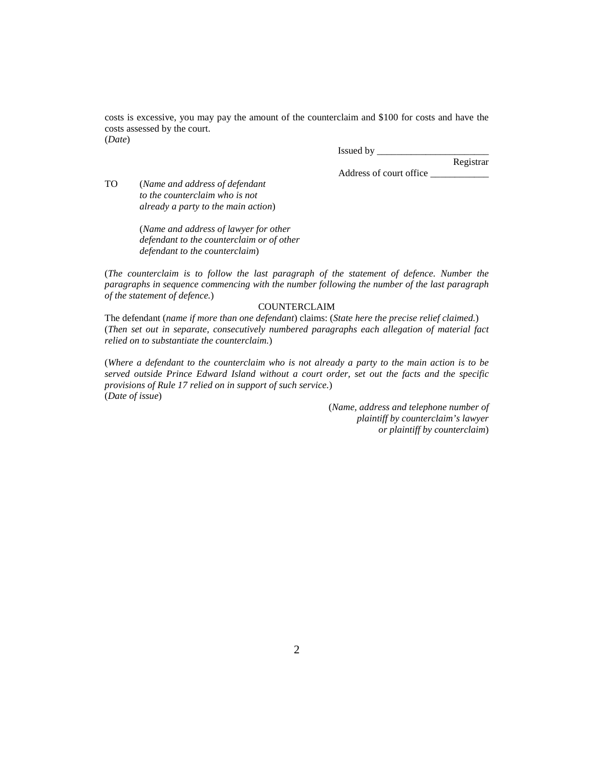costs is excessive, you may pay the amount of the counterclaim and $100 for costs and have the costs assessed by the court.

(*Date*)

Issued by _______________________
Registrar

Address of court office ____________

TO (*Name and address of defendant to the counterclaim who is not already a party to the main action*)

(*Name and address of lawyer for other defendant to the counterclaim or of other defendant to the counterclaim*)

(*The counterclaim is to follow the last paragraph of the statement of defence. Number the paragraphs in sequence commencing with the number following the number of the last paragraph of the statement of defence.*)

COUNTERCLAIM

The defendant (*name if more than one defendant*) claims: (*State here the precise relief claimed.*)
(*Then set out in separate, consecutively numbered paragraphs each allegation of material fact relied on to substantiate the counterclaim.*)

(*Where a defendant to the counterclaim who is not already a party to the main action is to be served outside Prince Edward Island without a court order, set out the facts and the specific provisions of Rule 17 relied on in support of such service.*)

(*Date of issue*)

(*Name, address and telephone number of plaintiff by counterclaim's lawyer or plaintiff by counterclaim*)